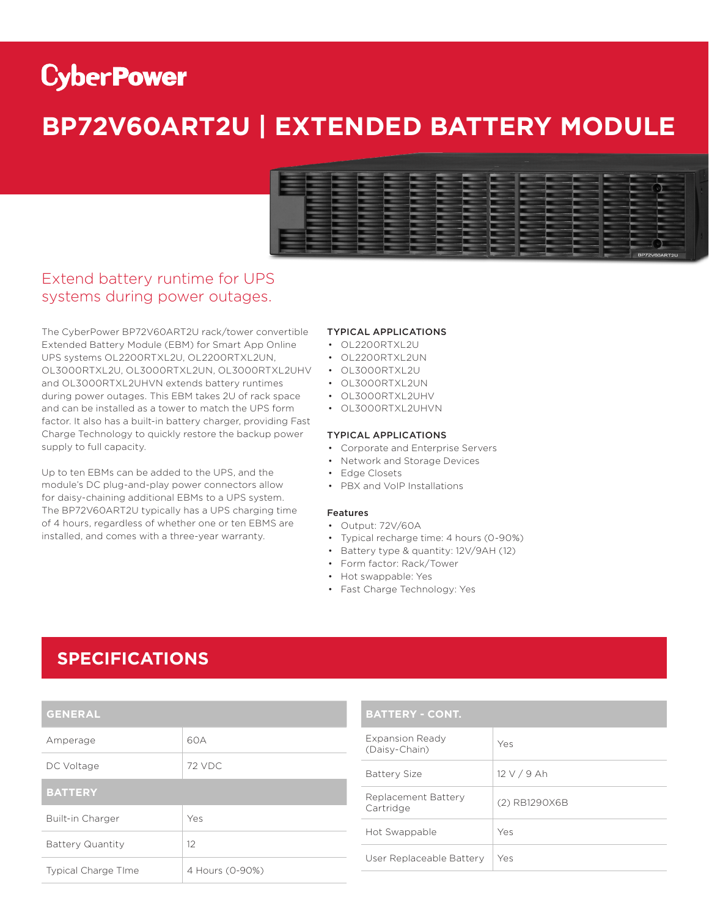CyberPower

# BP72V60ART2U | EXTENDED BATTERY MODULE

## Extend battery runtime for UPS systems during power outages.

The CyberPower BP72V60ART2U rack/tower convertible Extended Battery Module (EBM) for Smart App Online UPS systems OL2200RTXL2U, OL2200RTXL2UN, OL3000RTXL2U, OL3000RTXL2UN, OL3000RTXL2UHV and OL3000RTXL2UHVN extends battery runtimes during power outages. This EBM takes 2U of rack space and can be installed as a tower to match the UPS form factor. It also has a built-in battery charger, providing Fast Charge Technology to quickly restore the backup power supply to full capacity.

Up to ten EBMs can be added to the UPS, and the module's DC plug-and-play power connectors allow for daisy-chaining additional EBMs to a UPS system. The BP72V60ART2U typically has a UPS charging time of 4 hours, regardless of whether one or ten EBMS are installed, and comes with a three-year warranty.

### TYPICAL APPLICATIONS

- OL2200RTXL2U
- OL2200RTXL2UN
- OL3000RTXL2U
- OL3000RTXL2UN
- OL3000RTXL2UHV
- OL3000RTXL2UHVN

### TYPICAL APPLICATIONS

- Corporate and Enterprise Servers
- Network and Storage Devices
- Edge Closets
- PBX and VoIP Installations

### Features

- Output: 72V/60A
- Typical recharge time: 4 hours (0-90%)
- Battery type & quantity: 12V/9AH (12)
- Form factor: Rack/Tower
- Hot swappable: Yes
- Fast Charge Technology: Yes

## SPECIFICATIONS

| GENERAL | |
|---|---|
| Amperage | 60A |
| DC Voltage | 72 VDC |
| **BATTERY** | |
| Built-in Charger | Yes |
| Battery Quantity | 12 |
| Typical Charge TIme | 4 Hours (0-90%) |

| BATTERY - CONT. | |
|---|---|
| Expansion Ready (Daisy-Chain) | Yes |
| Battery Size | 12 V / 9 Ah |
| Replacement Battery Cartridge | (2) RB1290X6B |
| Hot Swappable | Yes |
| User Replaceable Battery | Yes |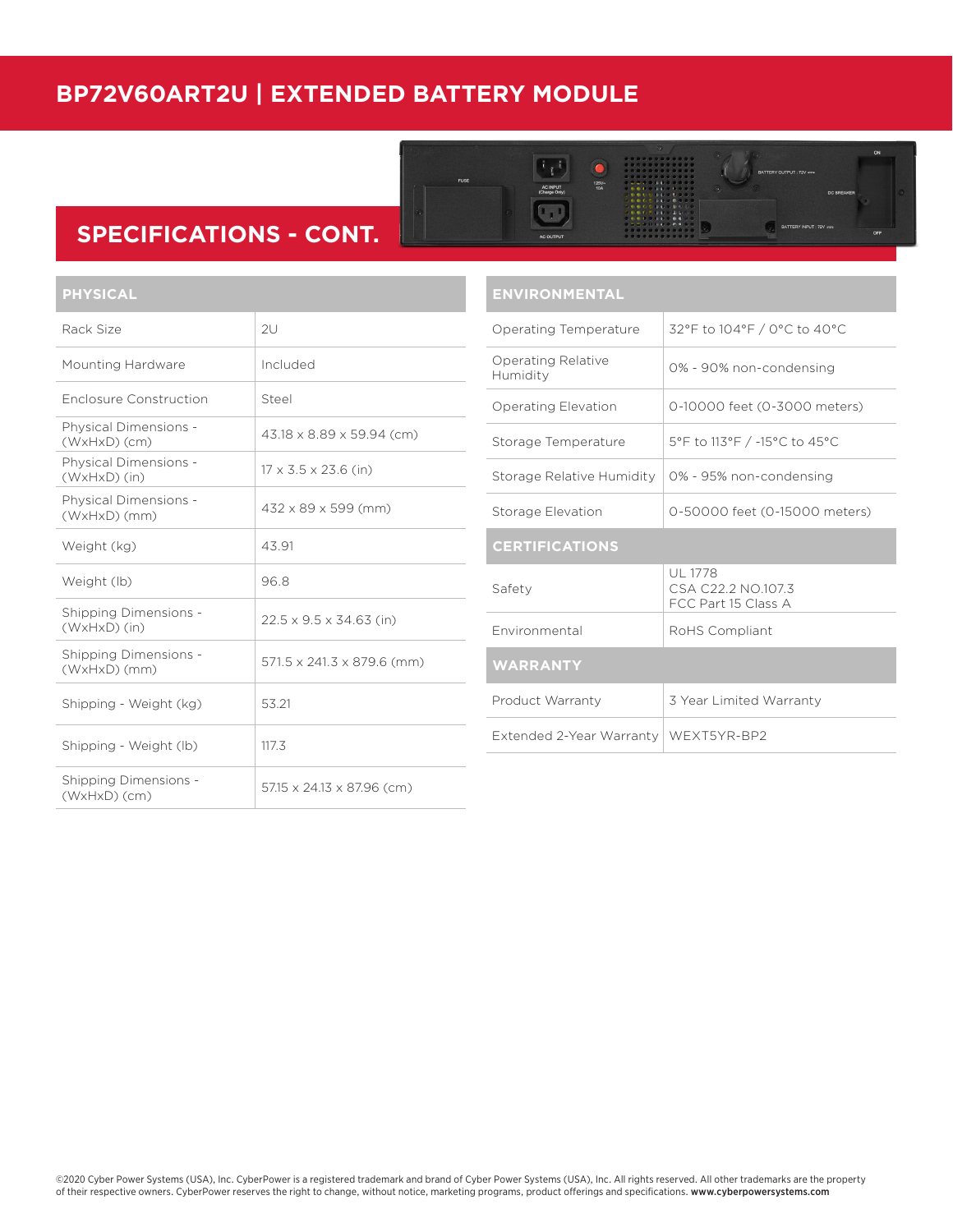# BP72V60ART2U | EXTENDED BATTERY MODULE

## SPECIFICATIONS - CONT.

| PHYSICAL | |
|---|---|
| Rack Size | 2U |
| Mounting Hardware | Included |
| Enclosure Construction | Steel |
| Physical Dimensions - (WxHxD) (cm) | 43.18 x 8.89 x 59.94 (cm) |
| Physical Dimensions - (WxHxD) (in) | 17 x 3.5 x 23.6 (in) |
| Physical Dimensions - (WxHxD) (mm) | 432 x 89 x 599 (mm) |
| Weight (kg) | 43.91 |
| Weight (lb) | 96.8 |
| Shipping Dimensions - (WxHxD) (in) | 22.5 x 9.5 x 34.63 (in) |
| Shipping Dimensions - (WxHxD) (mm) | 571.5 x 241.3 x 879.6 (mm) |
| Shipping - Weight (kg) | 53.21 |
| Shipping - Weight (lb) | 117.3 |
| Shipping Dimensions - (WxHxD) (cm) | 57.15 x 24.13 x 87.96 (cm) |

| ENVIRONMENTAL | |
|---|---|
| Operating Temperature | 32°F to 104°F / 0°C to 40°C |
| Operating Relative Humidity | 0% - 90% non-condensing |
| Operating Elevation | 0-10000 feet (0-3000 meters) |
| Storage Temperature | 5°F to 113°F / -15°C to 45°C |
| Storage Relative Humidity | 0% - 95% non-condensing |
| Storage Elevation | 0-50000 feet (0-15000 meters) |

| CERTIFICATIONS | |
|---|---|
| Safety | UL 1778<br>CSA C22.2 NO.107.3<br>FCC Part 15 Class A |
| Environmental | RoHS Compliant |

| WARRANTY | |
|---|---|
| Product Warranty | 3 Year Limited Warranty |
| Extended 2-Year Warranty | WEXT5YR-BP2 |

©2020 Cyber Power Systems (USA), Inc. CyberPower is a registered trademark and brand of Cyber Power Systems (USA), Inc. All rights reserved. All other trademarks are the property of their respective owners. CyberPower reserves the right to change, without notice, marketing programs, product offerings and specifications. **www.cyberpowersystems.com**